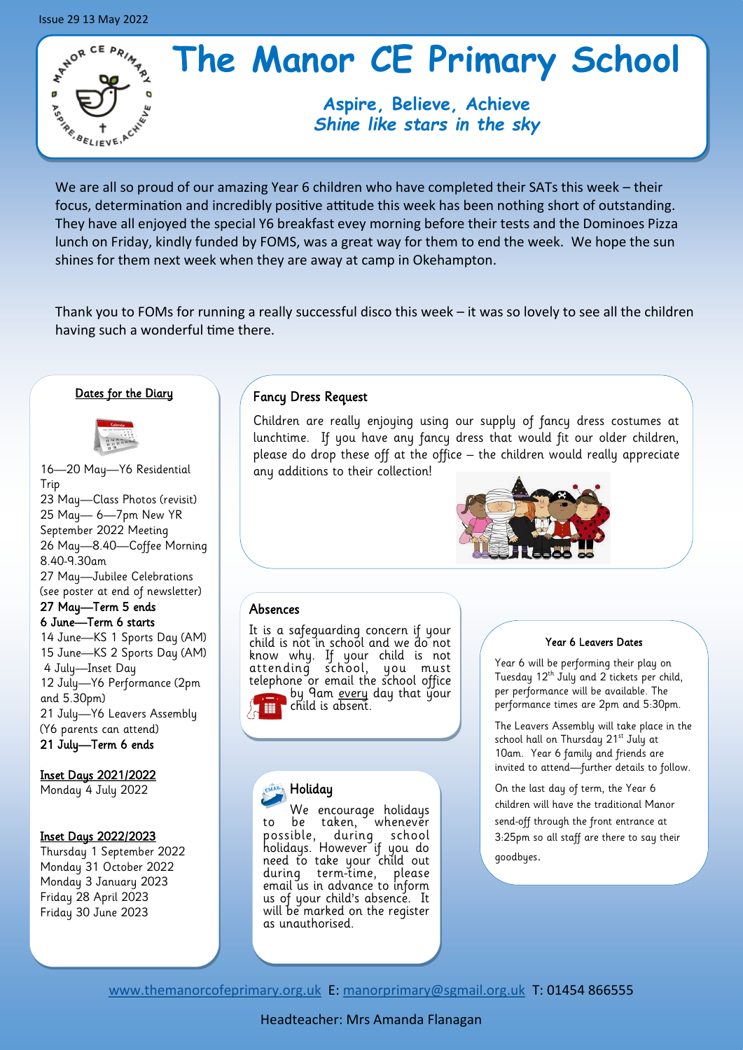Issue 29 13 May 2022

# The Manor CE Primary School

***Aspire, Believe, Achieve***
***Shine like stars in the sky***

We are all so proud of our amazing Year 6 children who have completed their SATs this week – their focus, determination and incredibly positive attitude this week has been nothing short of outstanding. They have all enjoyed the special Y6 breakfast evey morning before their tests and the Dominoes Pizza lunch on Friday, kindly funded by FOMS, was a great way for them to end the week. We hope the sun shines for them next week when they are away at camp in Okehampton.

Thank you to FOMs for running a really successful disco this week – it was so lovely to see all the children having such a wonderful time there.

## Dates for the Diary

16—20 May—Y6 Residential Trip
23 May—Class Photos (revisit)
25 May— 6—7pm New YR September 2022 Meeting
26 May—8.40—Coffee Morning 8.40-9.30am
27 May—Jubilee Celebrations (see poster at end of newsletter)
**27 May—Term 5 ends**
**6 June—Term 6 starts**
14 June—KS 1 Sports Day (AM)
15 June—KS 2 Sports Day (AM)
4 July—Inset Day
12 July—Y6 Performance (2pm and 5.30pm)
21 July—Y6 Leavers Assembly (Y6 parents can attend)
**21 July—Term 6 ends**

**Inset Days 2021/2022**
Monday 4 July 2022

**Inset Days 2022/2023**
Thursday 1 September 2022
Monday 31 October 2022
Monday 3 January 2023
Friday 28 April 2023
Friday 30 June 2023

## Fancy Dress Request

Children are really enjoying using our supply of fancy dress costumes at lunchtime. If you have any fancy dress that would fit our older children, please do drop these off at the office – the children would really appreciate any additions to their collection!

## Absences

It is a safeguarding concern if your child is not in school and we do not know why. If your child is not attending school, you must telephone or email the school office by 9am every day that your child is absent.

## Holiday

We encourage holidays to be taken, whenever possible, during school holidays. However if you do need to take your child out during term-time, please email us in advance to inform us of your child's absence. It will be marked on the register as unauthorised.

## Year 6 Leavers Dates

Year 6 will be performing their play on Tuesday 12th July and 2 tickets per child, per performance will be available. The performance times are 2pm and 5:30pm.

The Leavers Assembly will take place in the school hall on Thursday 21st July at 10am. Year 6 family and friends are invited to attend—further details to follow.

On the last day of term, the Year 6 children will have the traditional Manor send-off through the front entrance at 3:25pm so all staff are there to say their goodbyes.

www.themanorcofeprimary.org.uk E: manorprimary@sgmail.org.uk T: 01454 866555

Headteacher: Mrs Amanda Flanagan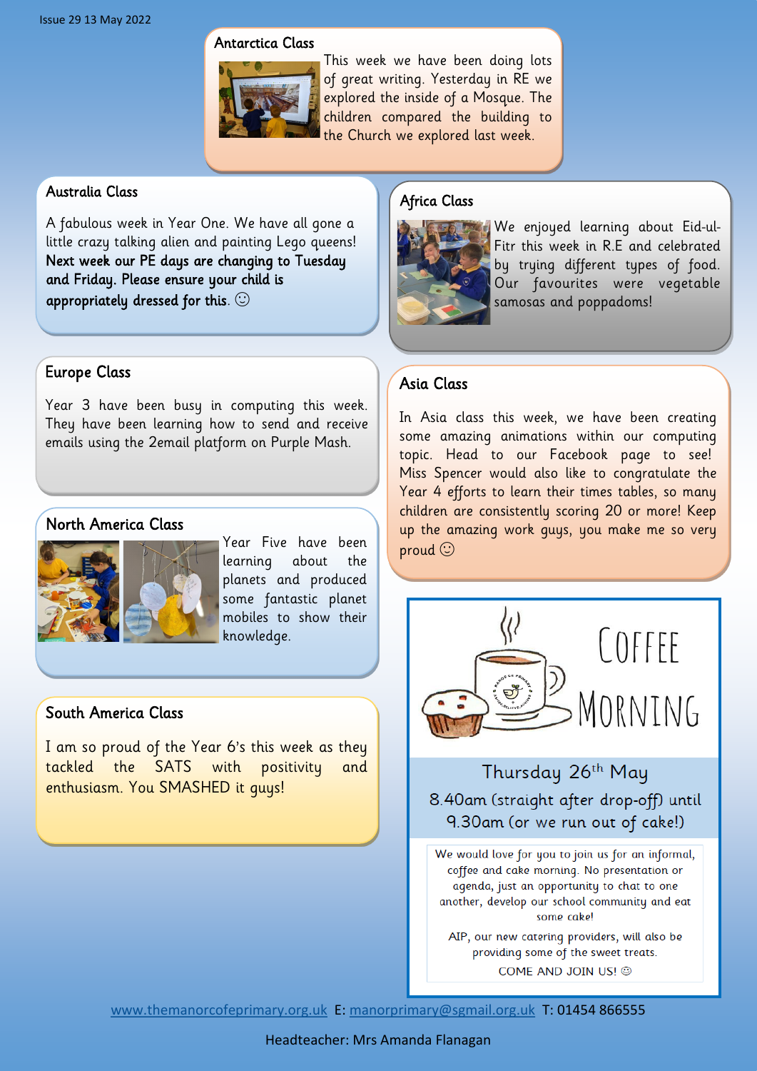Issue 29 13 May 2022

## Antarctica Class

This week we have been doing lots of great writing. Yesterday in RE we explored the inside of a Mosque. The children compared the building to the Church we explored last week.

## Australia Class

A fabulous week in Year One. We have all gone a little crazy talking alien and painting Lego queens! **Next week our PE days are changing to Tuesday and Friday. Please ensure your child is appropriately dressed for this.** ☺

## Africa Class

We enjoyed learning about Eid-ul-Fitr this week in R.E and celebrated by trying different types of food. Our favourites were vegetable samosas and poppadoms!

## Europe Class

Year 3 have been busy in computing this week. They have been learning how to send and receive emails using the 2email platform on Purple Mash.

## Asia Class

In Asia class this week, we have been creating some amazing animations within our computing topic. Head to our Facebook page to see! Miss Spencer would also like to congratulate the Year 4 efforts to learn their times tables, so many children are consistently scoring 20 or more! Keep up the amazing work guys, you make me so very proud ☺

## North America Class

Year Five have been learning about the planets and produced some fantastic planet mobiles to show their knowledge.

## South America Class

I am so proud of the Year 6's this week as they tackled the SATS with positivity and enthusiasm. You SMASHED it guys!

## Coffee Morning

**Thursday 26th May**

8.40am (straight after drop-off) until 9.30am (or we run out of cake!)

We would love for you to join us for an informal, coffee and cake morning. No presentation or agenda, just an opportunity to chat to one another, develop our school community and eat some cake!

AIP, our new catering providers, will also be providing some of the sweet treats.

COME AND JOIN US! ☺

www.themanorcofeprimary.org.uk E: manorprimary@sgmail.org.uk T: 01454 866555

Headteacher: Mrs Amanda Flanagan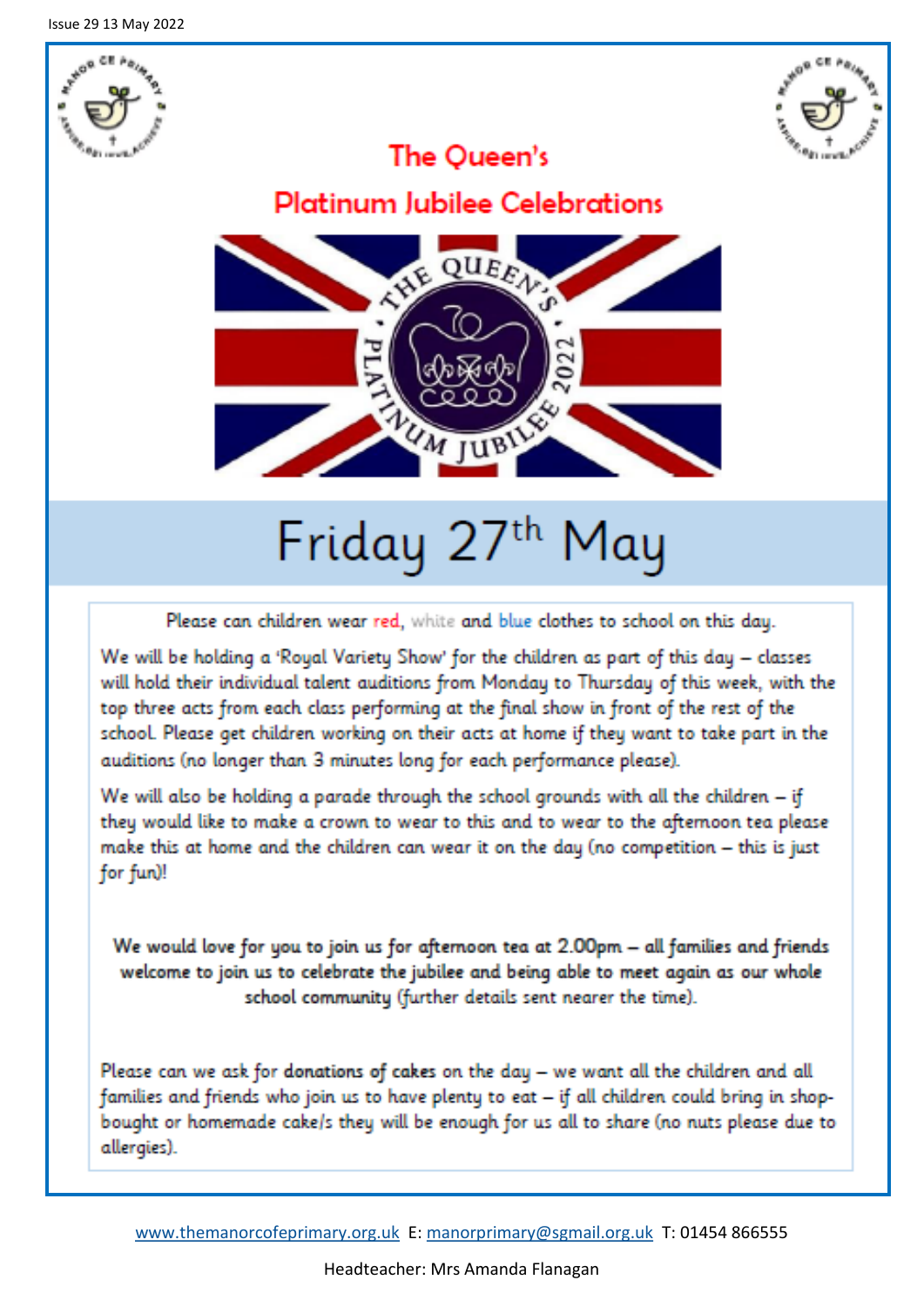# The Queen's Platinum Jubilee Celebrations

## Friday 27th May

Please can children wear red, white and blue clothes to school on this day.

We will be holding a 'Royal Variety Show' for the children as part of this day – classes will hold their individual talent auditions from Monday to Thursday of this week, with the top three acts from each class performing at the final show in front of the rest of the school. Please get children working on their acts at home if they want to take part in the auditions (no longer than 3 minutes long for each performance please).

We will also be holding a parade through the school grounds with all the children – if they would like to make a crown to wear to this and to wear to the afternoon tea please make this at home and the children can wear it on the day (no competition – this is just for fun)!

We would love for you to join us for afternoon tea at 2.00pm – all families and friends welcome to join us to celebrate the jubilee and being able to meet again as our whole school community (further details sent nearer the time).

Please can we ask for **donations of cakes** on the day – we want all the children and all families and friends who join us to have plenty to eat – if all children could bring in shop-bought or homemade cake/s they will be enough for us all to share (no nuts please due to allergies).

www.themanorcofeprimary.org.uk E: manorprimary@sgmail.org.uk T: 01454 866555

Headteacher: Mrs Amanda Flanagan